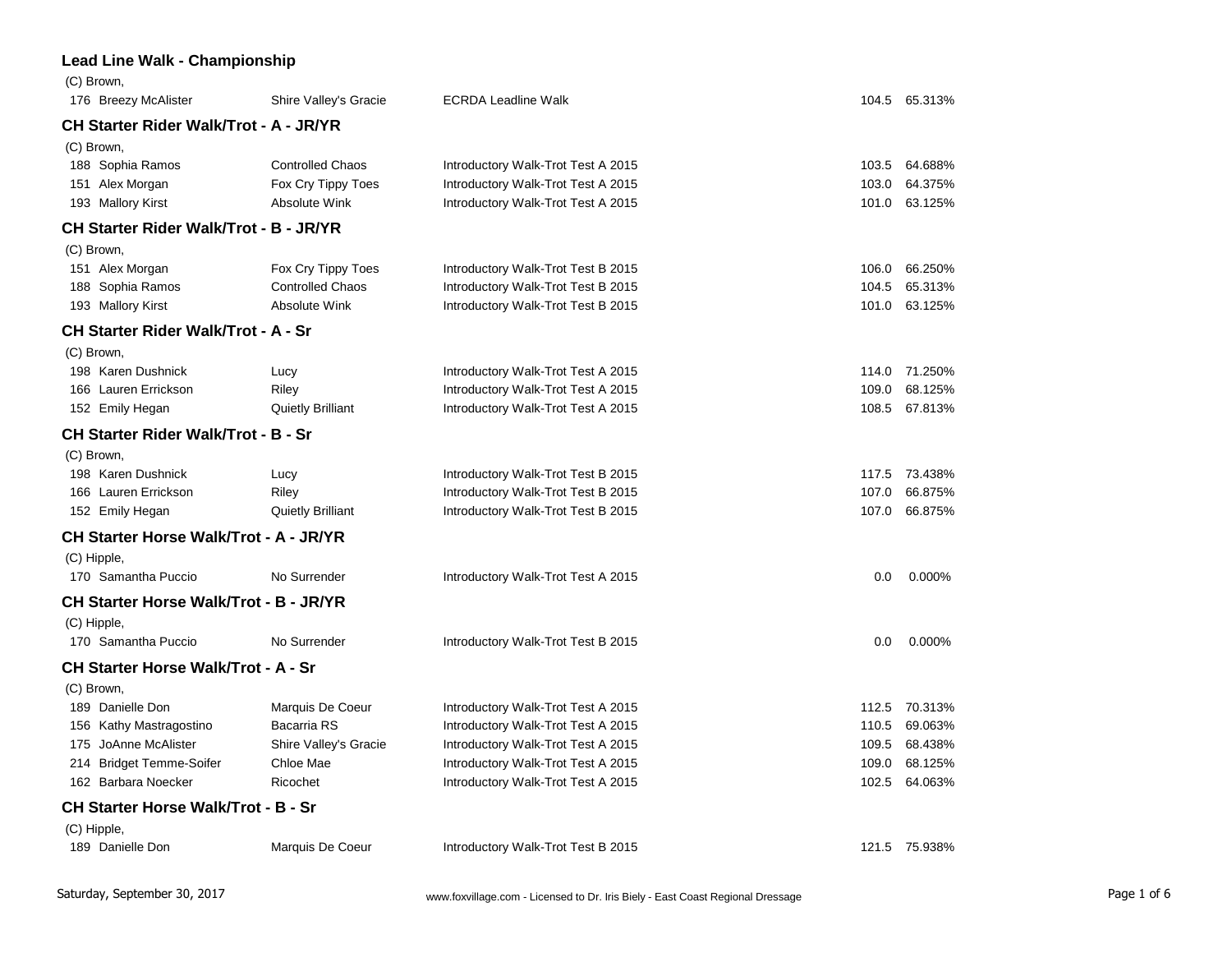### Lead Line Walk - Championship

(C) Brown,

| No. | Rider | Horse | Test | Score | Percentage |
|---|---|---|---|---|---|
| 176 | Breezy McAlister | Shire Valley's Gracie | ECRDA Leadline Walk | 104.5 | 65.313% |

### CH Starter Rider Walk/Trot - A - JR/YR

(C) Brown,

| No. | Rider | Horse | Test | Score | Percentage |
|---|---|---|---|---|---|
| 188 | Sophia Ramos | Controlled Chaos | Introductory Walk-Trot Test A 2015 | 103.5 | 64.688% |
| 151 | Alex Morgan | Fox Cry Tippy Toes | Introductory Walk-Trot Test A 2015 | 103.0 | 64.375% |
| 193 | Mallory Kirst | Absolute Wink | Introductory Walk-Trot Test A 2015 | 101.0 | 63.125% |

### CH Starter Rider Walk/Trot - B - JR/YR

(C) Brown,

| No. | Rider | Horse | Test | Score | Percentage |
|---|---|---|---|---|---|
| 151 | Alex Morgan | Fox Cry Tippy Toes | Introductory Walk-Trot Test B 2015 | 106.0 | 66.250% |
| 188 | Sophia Ramos | Controlled Chaos | Introductory Walk-Trot Test B 2015 | 104.5 | 65.313% |
| 193 | Mallory Kirst | Absolute Wink | Introductory Walk-Trot Test B 2015 | 101.0 | 63.125% |

### CH Starter Rider Walk/Trot - A - Sr

(C) Brown,

| No. | Rider | Horse | Test | Score | Percentage |
|---|---|---|---|---|---|
| 198 | Karen Dushnick | Lucy | Introductory Walk-Trot Test A 2015 | 114.0 | 71.250% |
| 166 | Lauren Errickson | Riley | Introductory Walk-Trot Test A 2015 | 109.0 | 68.125% |
| 152 | Emily Hegan | Quietly Brilliant | Introductory Walk-Trot Test A 2015 | 108.5 | 67.813% |

### CH Starter Rider Walk/Trot - B - Sr

(C) Brown,

| No. | Rider | Horse | Test | Score | Percentage |
|---|---|---|---|---|---|
| 198 | Karen Dushnick | Lucy | Introductory Walk-Trot Test B 2015 | 117.5 | 73.438% |
| 166 | Lauren Errickson | Riley | Introductory Walk-Trot Test B 2015 | 107.0 | 66.875% |
| 152 | Emily Hegan | Quietly Brilliant | Introductory Walk-Trot Test B 2015 | 107.0 | 66.875% |

### CH Starter Horse Walk/Trot - A - JR/YR

(C) Hipple,

| No. | Rider | Horse | Test | Score | Percentage |
|---|---|---|---|---|---|
| 170 | Samantha Puccio | No Surrender | Introductory Walk-Trot Test A 2015 | 0.0 | 0.000% |

### CH Starter Horse Walk/Trot - B - JR/YR

(C) Hipple,

| No. | Rider | Horse | Test | Score | Percentage |
|---|---|---|---|---|---|
| 170 | Samantha Puccio | No Surrender | Introductory Walk-Trot Test B 2015 | 0.0 | 0.000% |

### CH Starter Horse Walk/Trot - A - Sr

(C) Brown,

| No. | Rider | Horse | Test | Score | Percentage |
|---|---|---|---|---|---|
| 189 | Danielle Don | Marquis De Coeur | Introductory Walk-Trot Test A 2015 | 112.5 | 70.313% |
| 156 | Kathy Mastragostino | Bacarria RS | Introductory Walk-Trot Test A 2015 | 110.5 | 69.063% |
| 175 | JoAnne McAlister | Shire Valley's Gracie | Introductory Walk-Trot Test A 2015 | 109.5 | 68.438% |
| 214 | Bridget Temme-Soifer | Chloe Mae | Introductory Walk-Trot Test A 2015 | 109.0 | 68.125% |
| 162 | Barbara Noecker | Ricochet | Introductory Walk-Trot Test A 2015 | 102.5 | 64.063% |

### CH Starter Horse Walk/Trot - B - Sr

(C) Hipple,

| No. | Rider | Horse | Test | Score | Percentage |
|---|---|---|---|---|---|
| 189 | Danielle Don | Marquis De Coeur | Introductory Walk-Trot Test B 2015 | 121.5 | 75.938% |

Saturday, September 30, 2017 — www.foxvillage.com - Licensed to Dr. Iris Biely - East Coast Regional Dressage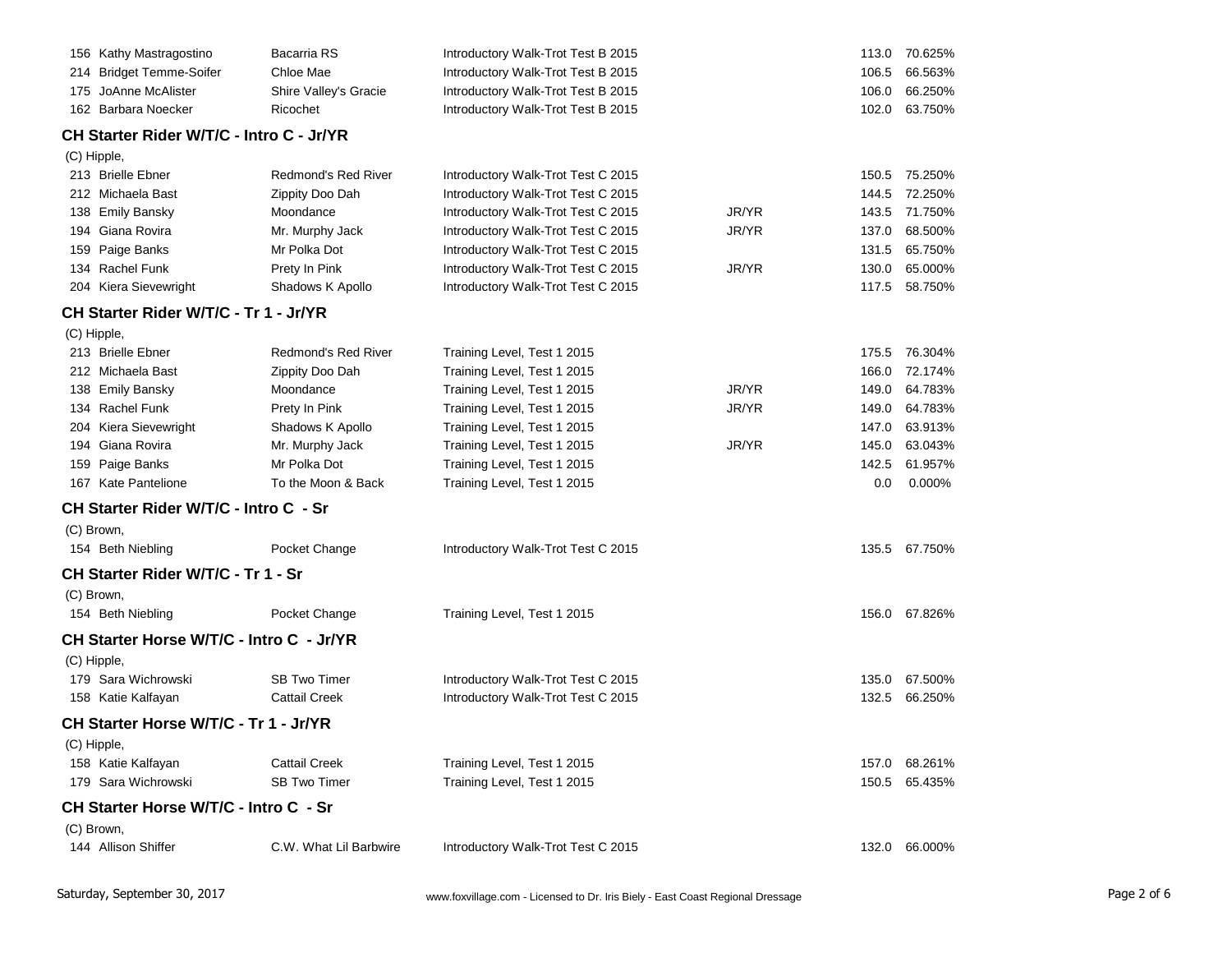| | | | | | |
|---|---|---|---|---|---|
| 156 | Kathy Mastragostino | Bacarria RS | Introductory Walk-Trot Test B 2015 | | 113.0 | 70.625% |
| 214 | Bridget Temme-Soifer | Chloe Mae | Introductory Walk-Trot Test B 2015 | | 106.5 | 66.563% |
| 175 | JoAnne McAlister | Shire Valley's Gracie | Introductory Walk-Trot Test B 2015 | | 106.0 | 66.250% |
| 162 | Barbara Noecker | Ricochet | Introductory Walk-Trot Test B 2015 | | 102.0 | 63.750% |

### CH Starter Rider W/T/C - Intro C - Jr/YR

(C) Hipple,

| | | | | | | |
|---|---|---|---|---|---|---|
| 213 | Brielle Ebner | Redmond's Red River | Introductory Walk-Trot Test C 2015 | | 150.5 | 75.250% |
| 212 | Michaela Bast | Zippity Doo Dah | Introductory Walk-Trot Test C 2015 | | 144.5 | 72.250% |
| 138 | Emily Bansky | Moondance | Introductory Walk-Trot Test C 2015 | JR/YR | 143.5 | 71.750% |
| 194 | Giana Rovira | Mr. Murphy Jack | Introductory Walk-Trot Test C 2015 | JR/YR | 137.0 | 68.500% |
| 159 | Paige Banks | Mr Polka Dot | Introductory Walk-Trot Test C 2015 | | 131.5 | 65.750% |
| 134 | Rachel Funk | Prety In Pink | Introductory Walk-Trot Test C 2015 | JR/YR | 130.0 | 65.000% |
| 204 | Kiera Sievewright | Shadows K Apollo | Introductory Walk-Trot Test C 2015 | | 117.5 | 58.750% |

### CH Starter Rider W/T/C - Tr 1 - Jr/YR

(C) Hipple,

| | | | | | | |
|---|---|---|---|---|---|---|
| 213 | Brielle Ebner | Redmond's Red River | Training Level, Test 1 2015 | | 175.5 | 76.304% |
| 212 | Michaela Bast | Zippity Doo Dah | Training Level, Test 1 2015 | | 166.0 | 72.174% |
| 138 | Emily Bansky | Moondance | Training Level, Test 1 2015 | JR/YR | 149.0 | 64.783% |
| 134 | Rachel Funk | Prety In Pink | Training Level, Test 1 2015 | JR/YR | 149.0 | 64.783% |
| 204 | Kiera Sievewright | Shadows K Apollo | Training Level, Test 1 2015 | | 147.0 | 63.913% |
| 194 | Giana Rovira | Mr. Murphy Jack | Training Level, Test 1 2015 | JR/YR | 145.0 | 63.043% |
| 159 | Paige Banks | Mr Polka Dot | Training Level, Test 1 2015 | | 142.5 | 61.957% |
| 167 | Kate Pantelione | To the Moon & Back | Training Level, Test 1 2015 | | 0.0 | 0.000% |

### CH Starter Rider W/T/C - Intro C - Sr

(C) Brown,

| | | | | | | |
|---|---|---|---|---|---|---|
| 154 | Beth Niebling | Pocket Change | Introductory Walk-Trot Test C 2015 | | 135.5 | 67.750% |

### CH Starter Rider W/T/C - Tr 1 - Sr

(C) Brown,

| | | | | | | |
|---|---|---|---|---|---|---|
| 154 | Beth Niebling | Pocket Change | Training Level, Test 1 2015 | | 156.0 | 67.826% |

### CH Starter Horse W/T/C - Intro C - Jr/YR

(C) Hipple,

| | | | | | | |
|---|---|---|---|---|---|---|
| 179 | Sara Wichrowski | SB Two Timer | Introductory Walk-Trot Test C 2015 | | 135.0 | 67.500% |
| 158 | Katie Kalfayan | Cattail Creek | Introductory Walk-Trot Test C 2015 | | 132.5 | 66.250% |

### CH Starter Horse W/T/C - Tr 1 - Jr/YR

(C) Hipple,

| | | | | | | |
|---|---|---|---|---|---|---|
| 158 | Katie Kalfayan | Cattail Creek | Training Level, Test 1 2015 | | 157.0 | 68.261% |
| 179 | Sara Wichrowski | SB Two Timer | Training Level, Test 1 2015 | | 150.5 | 65.435% |

### CH Starter Horse W/T/C - Intro C - Sr

(C) Brown,

| | | | | | | |
|---|---|---|---|---|---|---|
| 144 | Allison Shiffer | C.W. What Lil Barbwire | Introductory Walk-Trot Test C 2015 | | 132.0 | 66.000% |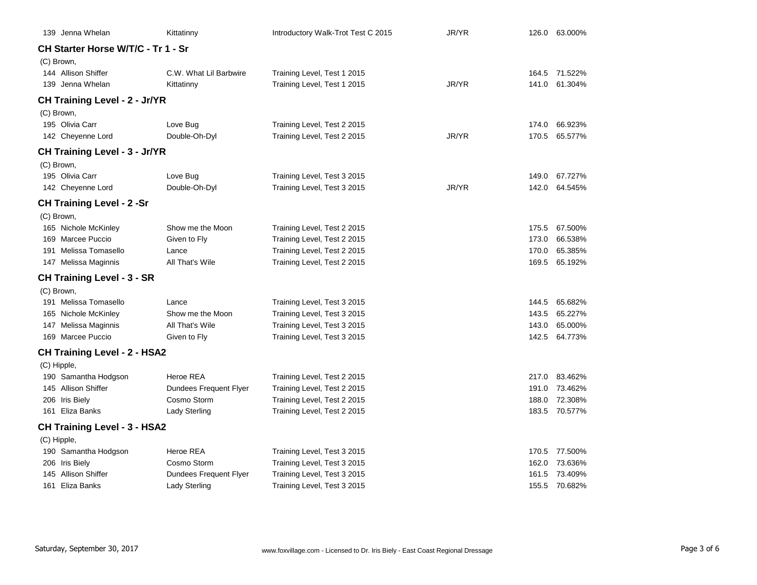| | | | | | |
|---|---|---|---|---|---|
| 139 Jenna Whelan | Kittatinny | Introductory Walk-Trot Test C 2015 | JR/YR | 126.0 | 63.000% |

### CH Starter Horse W/T/C - Tr 1 - Sr

(C) Brown,

| | | | | | |
|---|---|---|---|---|---|
| 144 Allison Shiffer | C.W. What Lil Barbwire | Training Level, Test 1 2015 | | 164.5 | 71.522% |
| 139 Jenna Whelan | Kittatinny | Training Level, Test 1 2015 | JR/YR | 141.0 | 61.304% |

### CH Training Level - 2 - Jr/YR

(C) Brown,

| | | | | | |
|---|---|---|---|---|---|
| 195 Olivia Carr | Love Bug | Training Level, Test 2 2015 | | 174.0 | 66.923% |
| 142 Cheyenne Lord | Double-Oh-Dyl | Training Level, Test 2 2015 | JR/YR | 170.5 | 65.577% |

### CH Training Level - 3 - Jr/YR

(C) Brown,

| | | | | | |
|---|---|---|---|---|---|
| 195 Olivia Carr | Love Bug | Training Level, Test 3 2015 | | 149.0 | 67.727% |
| 142 Cheyenne Lord | Double-Oh-Dyl | Training Level, Test 3 2015 | JR/YR | 142.0 | 64.545% |

### CH Training Level - 2 -Sr

(C) Brown,

| | | | | |
|---|---|---|---|---|
| 165 Nichole McKinley | Show me the Moon | Training Level, Test 2 2015 | 175.5 | 67.500% |
| 169 Marcee Puccio | Given to Fly | Training Level, Test 2 2015 | 173.0 | 66.538% |
| 191 Melissa Tomasello | Lance | Training Level, Test 2 2015 | 170.0 | 65.385% |
| 147 Melissa Maginnis | All That's Wile | Training Level, Test 2 2015 | 169.5 | 65.192% |

### CH Training Level - 3 - SR

(C) Brown,

| | | | | |
|---|---|---|---|---|
| 191 Melissa Tomasello | Lance | Training Level, Test 3 2015 | 144.5 | 65.682% |
| 165 Nichole McKinley | Show me the Moon | Training Level, Test 3 2015 | 143.5 | 65.227% |
| 147 Melissa Maginnis | All That's Wile | Training Level, Test 3 2015 | 143.0 | 65.000% |
| 169 Marcee Puccio | Given to Fly | Training Level, Test 3 2015 | 142.5 | 64.773% |

### CH Training Level - 2 - HSA2

(C) Hipple,

| | | | | |
|---|---|---|---|---|
| 190 Samantha Hodgson | Heroe REA | Training Level, Test 2 2015 | 217.0 | 83.462% |
| 145 Allison Shiffer | Dundees Frequent Flyer | Training Level, Test 2 2015 | 191.0 | 73.462% |
| 206 Iris Biely | Cosmo Storm | Training Level, Test 2 2015 | 188.0 | 72.308% |
| 161 Eliza Banks | Lady Sterling | Training Level, Test 2 2015 | 183.5 | 70.577% |

### CH Training Level - 3 - HSA2

(C) Hipple,

| | | | | |
|---|---|---|---|---|
| 190 Samantha Hodgson | Heroe REA | Training Level, Test 3 2015 | 170.5 | 77.500% |
| 206 Iris Biely | Cosmo Storm | Training Level, Test 3 2015 | 162.0 | 73.636% |
| 145 Allison Shiffer | Dundees Frequent Flyer | Training Level, Test 3 2015 | 161.5 | 73.409% |
| 161 Eliza Banks | Lady Sterling | Training Level, Test 3 2015 | 155.5 | 70.682% |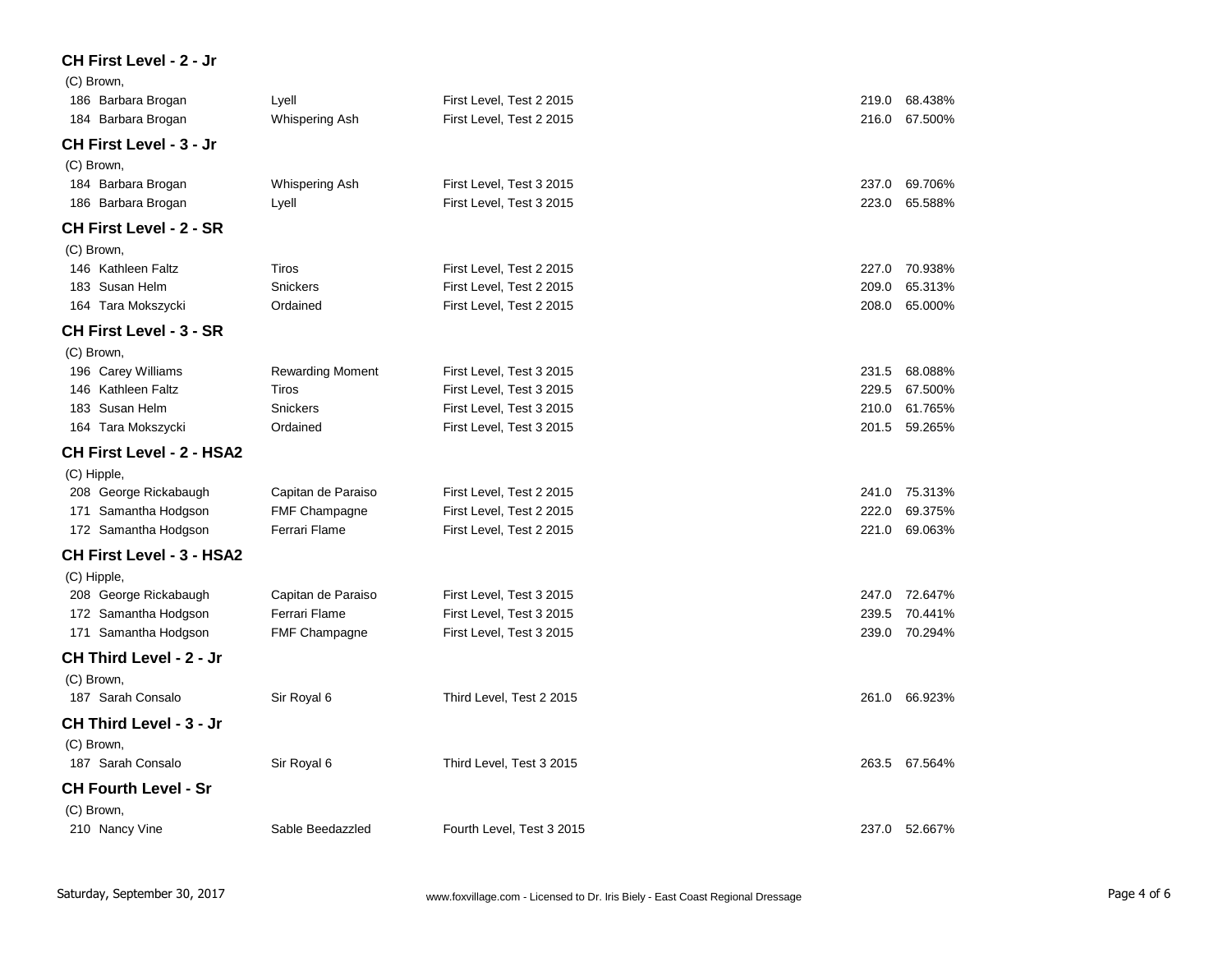### CH First Level - 2 - Jr

(C) Brown,

| No. | Rider | Horse | Test | Score | Percent |
|---|---|---|---|---|---|
| 186 | Barbara Brogan | Lyell | First Level, Test 2 2015 | 219.0 | 68.438% |
| 184 | Barbara Brogan | Whispering Ash | First Level, Test 2 2015 | 216.0 | 67.500% |

### CH First Level - 3 - Jr

(C) Brown,

| No. | Rider | Horse | Test | Score | Percent |
|---|---|---|---|---|---|
| 184 | Barbara Brogan | Whispering Ash | First Level, Test 3 2015 | 237.0 | 69.706% |
| 186 | Barbara Brogan | Lyell | First Level, Test 3 2015 | 223.0 | 65.588% |

### CH First Level - 2 - SR

(C) Brown,

| No. | Rider | Horse | Test | Score | Percent |
|---|---|---|---|---|---|
| 146 | Kathleen Faltz | Tiros | First Level, Test 2 2015 | 227.0 | 70.938% |
| 183 | Susan Helm | Snickers | First Level, Test 2 2015 | 209.0 | 65.313% |
| 164 | Tara Mokszycki | Ordained | First Level, Test 2 2015 | 208.0 | 65.000% |

### CH First Level - 3 - SR

(C) Brown,

| No. | Rider | Horse | Test | Score | Percent |
|---|---|---|---|---|---|
| 196 | Carey Williams | Rewarding Moment | First Level, Test 3 2015 | 231.5 | 68.088% |
| 146 | Kathleen Faltz | Tiros | First Level, Test 3 2015 | 229.5 | 67.500% |
| 183 | Susan Helm | Snickers | First Level, Test 3 2015 | 210.0 | 61.765% |
| 164 | Tara Mokszycki | Ordained | First Level, Test 3 2015 | 201.5 | 59.265% |

### CH First Level - 2 - HSA2

(C) Hipple,

| No. | Rider | Horse | Test | Score | Percent |
|---|---|---|---|---|---|
| 208 | George Rickabaugh | Capitan de Paraiso | First Level, Test 2 2015 | 241.0 | 75.313% |
| 171 | Samantha Hodgson | FMF Champagne | First Level, Test 2 2015 | 222.0 | 69.375% |
| 172 | Samantha Hodgson | Ferrari Flame | First Level, Test 2 2015 | 221.0 | 69.063% |

### CH First Level - 3 - HSA2

(C) Hipple,

| No. | Rider | Horse | Test | Score | Percent |
|---|---|---|---|---|---|
| 208 | George Rickabaugh | Capitan de Paraiso | First Level, Test 3 2015 | 247.0 | 72.647% |
| 172 | Samantha Hodgson | Ferrari Flame | First Level, Test 3 2015 | 239.5 | 70.441% |
| 171 | Samantha Hodgson | FMF Champagne | First Level, Test 3 2015 | 239.0 | 70.294% |

### CH Third Level - 2 - Jr

(C) Brown,

| No. | Rider | Horse | Test | Score | Percent |
|---|---|---|---|---|---|
| 187 | Sarah Consalo | Sir Royal 6 | Third Level, Test 2 2015 | 261.0 | 66.923% |

### CH Third Level - 3 - Jr

(C) Brown,

| No. | Rider | Horse | Test | Score | Percent |
|---|---|---|---|---|---|
| 187 | Sarah Consalo | Sir Royal 6 | Third Level, Test 3 2015 | 263.5 | 67.564% |

### CH Fourth Level - Sr

(C) Brown,

| No. | Rider | Horse | Test | Score | Percent |
|---|---|---|---|---|---|
| 210 | Nancy Vine | Sable Beedazzled | Fourth Level, Test 3 2015 | 237.0 | 52.667% |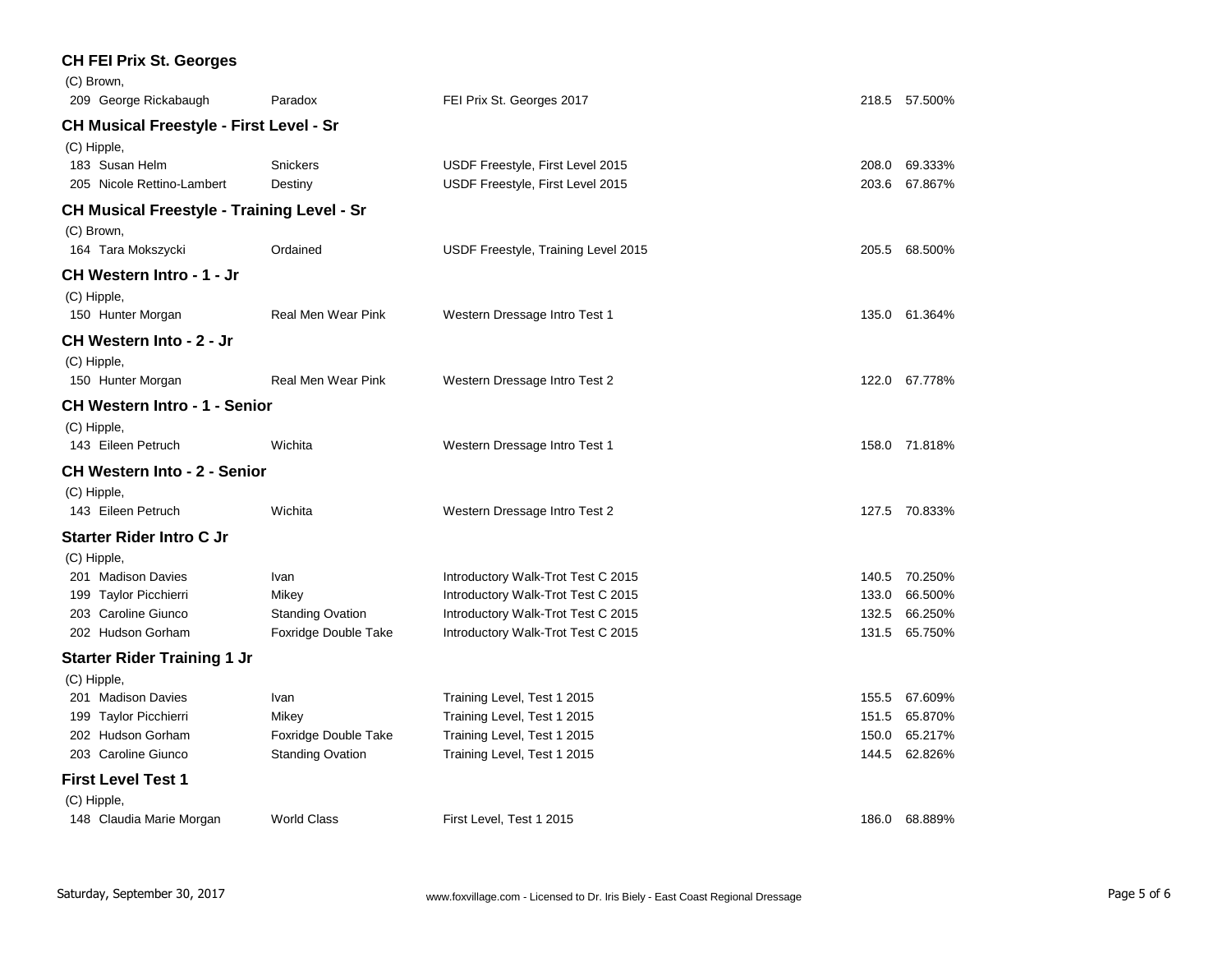### CH FEI Prix St. Georges

(C) Brown,

| No. | Rider | Horse | Test | Score | Percent |
|---|---|---|---|---|---|
| 209 | George Rickabaugh | Paradox | FEI Prix St. Georges 2017 | 218.5 | 57.500% |

### CH Musical Freestyle - First Level - Sr

(C) Hipple,

| No. | Rider | Horse | Test | Score | Percent |
|---|---|---|---|---|---|
| 183 | Susan Helm | Snickers | USDF Freestyle, First Level 2015 | 208.0 | 69.333% |
| 205 | Nicole Rettino-Lambert | Destiny | USDF Freestyle, First Level 2015 | 203.6 | 67.867% |

### CH Musical Freestyle - Training Level - Sr

(C) Brown,

| No. | Rider | Horse | Test | Score | Percent |
|---|---|---|---|---|---|
| 164 | Tara Mokszycki | Ordained | USDF Freestyle, Training Level 2015 | 205.5 | 68.500% |

### CH Western Intro - 1 - Jr

(C) Hipple,

| No. | Rider | Horse | Test | Score | Percent |
|---|---|---|---|---|---|
| 150 | Hunter Morgan | Real Men Wear Pink | Western Dressage Intro Test 1 | 135.0 | 61.364% |

### CH Western Into - 2 - Jr

(C) Hipple,

| No. | Rider | Horse | Test | Score | Percent |
|---|---|---|---|---|---|
| 150 | Hunter Morgan | Real Men Wear Pink | Western Dressage Intro Test 2 | 122.0 | 67.778% |

### CH Western Intro - 1 - Senior

(C) Hipple,

| No. | Rider | Horse | Test | Score | Percent |
|---|---|---|---|---|---|
| 143 | Eileen Petruch | Wichita | Western Dressage Intro Test 1 | 158.0 | 71.818% |

### CH Western Into - 2 - Senior

(C) Hipple,

| No. | Rider | Horse | Test | Score | Percent |
|---|---|---|---|---|---|
| 143 | Eileen Petruch | Wichita | Western Dressage Intro Test 2 | 127.5 | 70.833% |

### Starter Rider Intro C Jr

(C) Hipple,

| No. | Rider | Horse | Test | Score | Percent |
|---|---|---|---|---|---|
| 201 | Madison Davies | Ivan | Introductory Walk-Trot Test C 2015 | 140.5 | 70.250% |
| 199 | Taylor Picchierri | Mikey | Introductory Walk-Trot Test C 2015 | 133.0 | 66.500% |
| 203 | Caroline Giunco | Standing Ovation | Introductory Walk-Trot Test C 2015 | 132.5 | 66.250% |
| 202 | Hudson Gorham | Foxridge Double Take | Introductory Walk-Trot Test C 2015 | 131.5 | 65.750% |

### Starter Rider Training 1 Jr

(C) Hipple,

| No. | Rider | Horse | Test | Score | Percent |
|---|---|---|---|---|---|
| 201 | Madison Davies | Ivan | Training Level, Test 1 2015 | 155.5 | 67.609% |
| 199 | Taylor Picchierri | Mikey | Training Level, Test 1 2015 | 151.5 | 65.870% |
| 202 | Hudson Gorham | Foxridge Double Take | Training Level, Test 1 2015 | 150.0 | 65.217% |
| 203 | Caroline Giunco | Standing Ovation | Training Level, Test 1 2015 | 144.5 | 62.826% |

### First Level Test 1

(C) Hipple,

| No. | Rider | Horse | Test | Score | Percent |
|---|---|---|---|---|---|
| 148 | Claudia Marie Morgan | World Class | First Level, Test 1 2015 | 186.0 | 68.889% |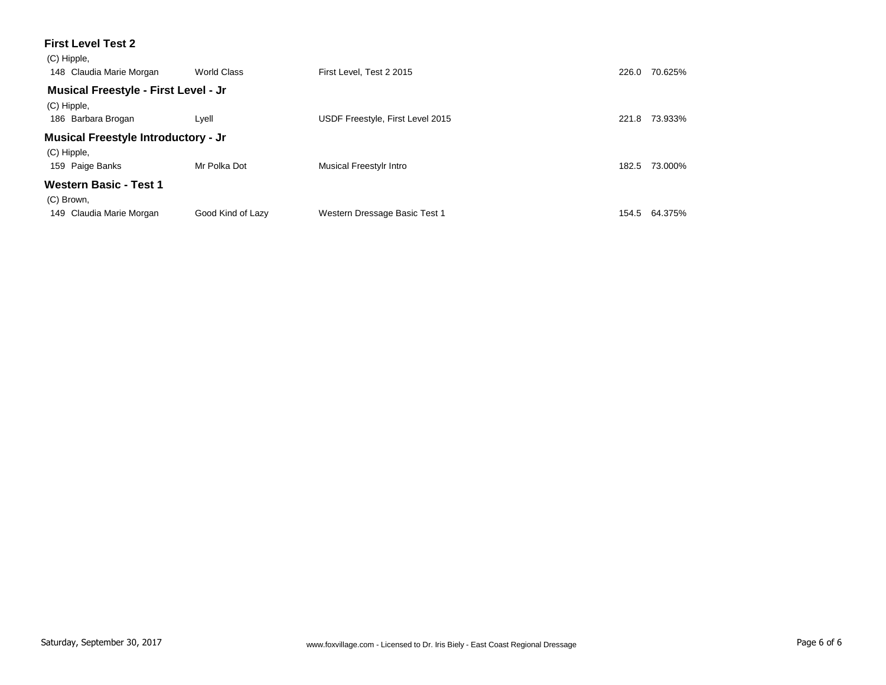### First Level Test 2

(C) Hipple,

| | | | | | |
|---|---|---|---|---|---|
| 148 | Claudia Marie Morgan | World Class | First Level, Test 2 2015 | 226.0 | 70.625% |

### Musical Freestyle - First Level - Jr

(C) Hipple,

| | | | | | |
|---|---|---|---|---|---|
| 186 | Barbara Brogan | Lyell | USDF Freestyle, First Level 2015 | 221.8 | 73.933% |

### Musical Freestyle Introductory - Jr

(C) Hipple,

| | | | | | |
|---|---|---|---|---|---|
| 159 | Paige Banks | Mr Polka Dot | Musical Freestylr Intro | 182.5 | 73.000% |

### Western Basic - Test 1

(C) Brown,

| | | | | | |
|---|---|---|---|---|---|
| 149 | Claudia Marie Morgan | Good Kind of Lazy | Western Dressage Basic Test 1 | 154.5 | 64.375% |

Saturday, September 30, 2017

www.foxvillage.com - Licensed to Dr. Iris Biely - East Coast Regional Dressage